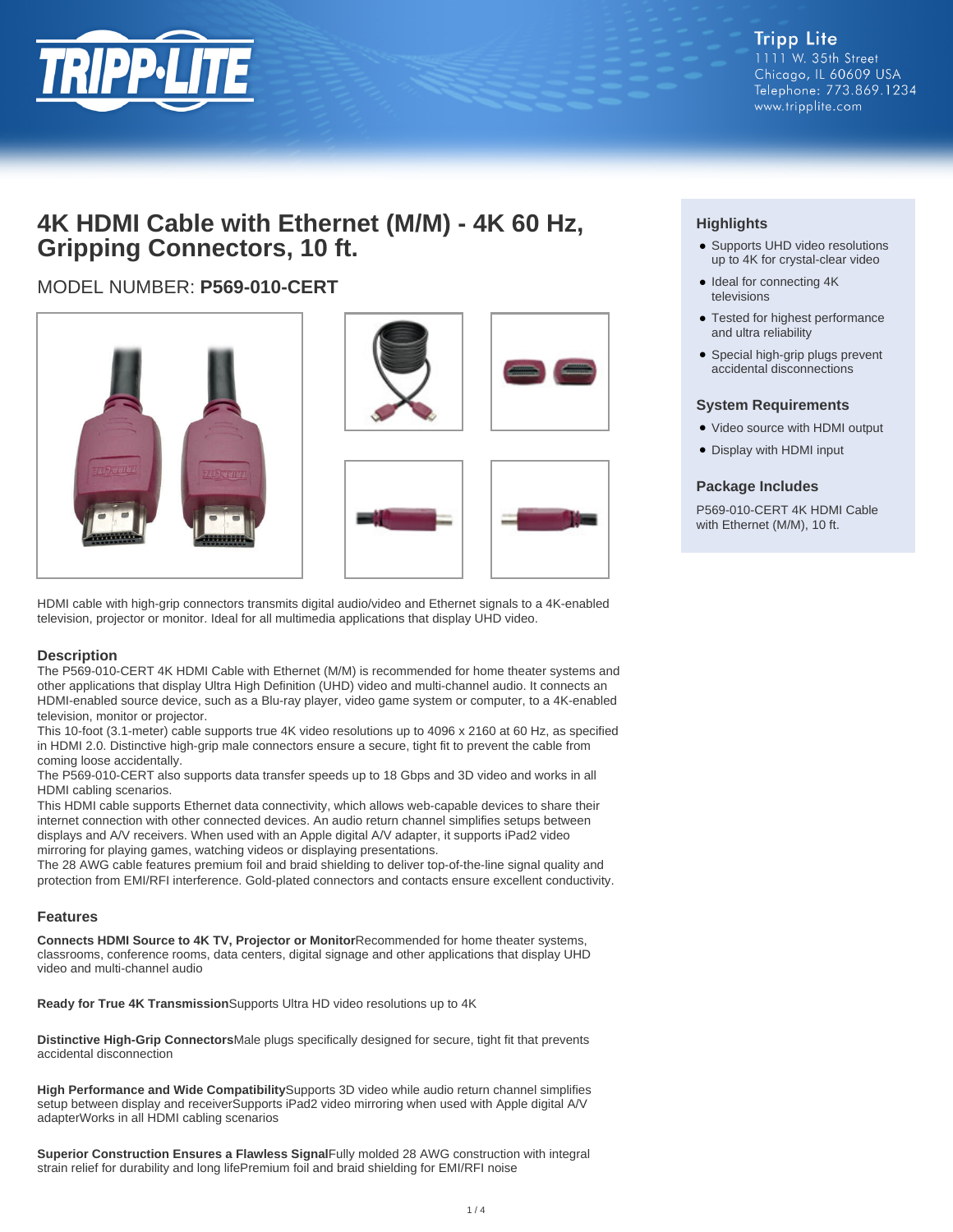Tripp Lite
1111 W. 35th Street
Chicago, IL 60609 USA
Telephone: 773.869.1234
www.tripplite.com

# 4K HDMI Cable with Ethernet (M/M) - 4K 60 Hz, Gripping Connectors, 10 ft.

## MODEL NUMBER: **P569-010-CERT**

HDMI cable with high-grip connectors transmits digital audio/video and Ethernet signals to a 4K-enabled television, projector or monitor. Ideal for all multimedia applications that display UHD video.

### Highlights

- Supports UHD video resolutions up to 4K for crystal-clear video
- Ideal for connecting 4K televisions
- Tested for highest performance and ultra reliability
- Special high-grip plugs prevent accidental disconnections

### System Requirements

- Video source with HDMI output
- Display with HDMI input

### Package Includes

P569-010-CERT 4K HDMI Cable with Ethernet (M/M), 10 ft.

### Description

The P569-010-CERT 4K HDMI Cable with Ethernet (M/M) is recommended for home theater systems and other applications that display Ultra High Definition (UHD) video and multi-channel audio. It connects an HDMI-enabled source device, such as a Blu-ray player, video game system or computer, to a 4K-enabled television, monitor or projector.
This 10-foot (3.1-meter) cable supports true 4K video resolutions up to 4096 x 2160 at 60 Hz, as specified in HDMI 2.0. Distinctive high-grip male connectors ensure a secure, tight fit to prevent the cable from coming loose accidentally.
The P569-010-CERT also supports data transfer speeds up to 18 Gbps and 3D video and works in all HDMI cabling scenarios.
This HDMI cable supports Ethernet data connectivity, which allows web-capable devices to share their internet connection with other connected devices. An audio return channel simplifies setups between displays and A/V receivers. When used with an Apple digital A/V adapter, it supports iPad2 video mirroring for playing games, watching videos or displaying presentations.
The 28 AWG cable features premium foil and braid shielding to deliver top-of-the-line signal quality and protection from EMI/RFI interference. Gold-plated connectors and contacts ensure excellent conductivity.

### Features

**Connects HDMI Source to 4K TV, Projector or Monitor**Recommended for home theater systems, classrooms, conference rooms, data centers, digital signage and other applications that display UHD video and multi-channel audio

**Ready for True 4K Transmission**Supports Ultra HD video resolutions up to 4K

**Distinctive High-Grip Connectors**Male plugs specifically designed for secure, tight fit that prevents accidental disconnection

**High Performance and Wide Compatibility**Supports 3D video while audio return channel simplifies setup between display and receiverSupports iPad2 video mirroring when used with Apple digital A/V adapterWorks in all HDMI cabling scenarios

**Superior Construction Ensures a Flawless Signal**Fully molded 28 AWG construction with integral strain relief for durability and long lifePremium foil and braid shielding for EMI/RFI noise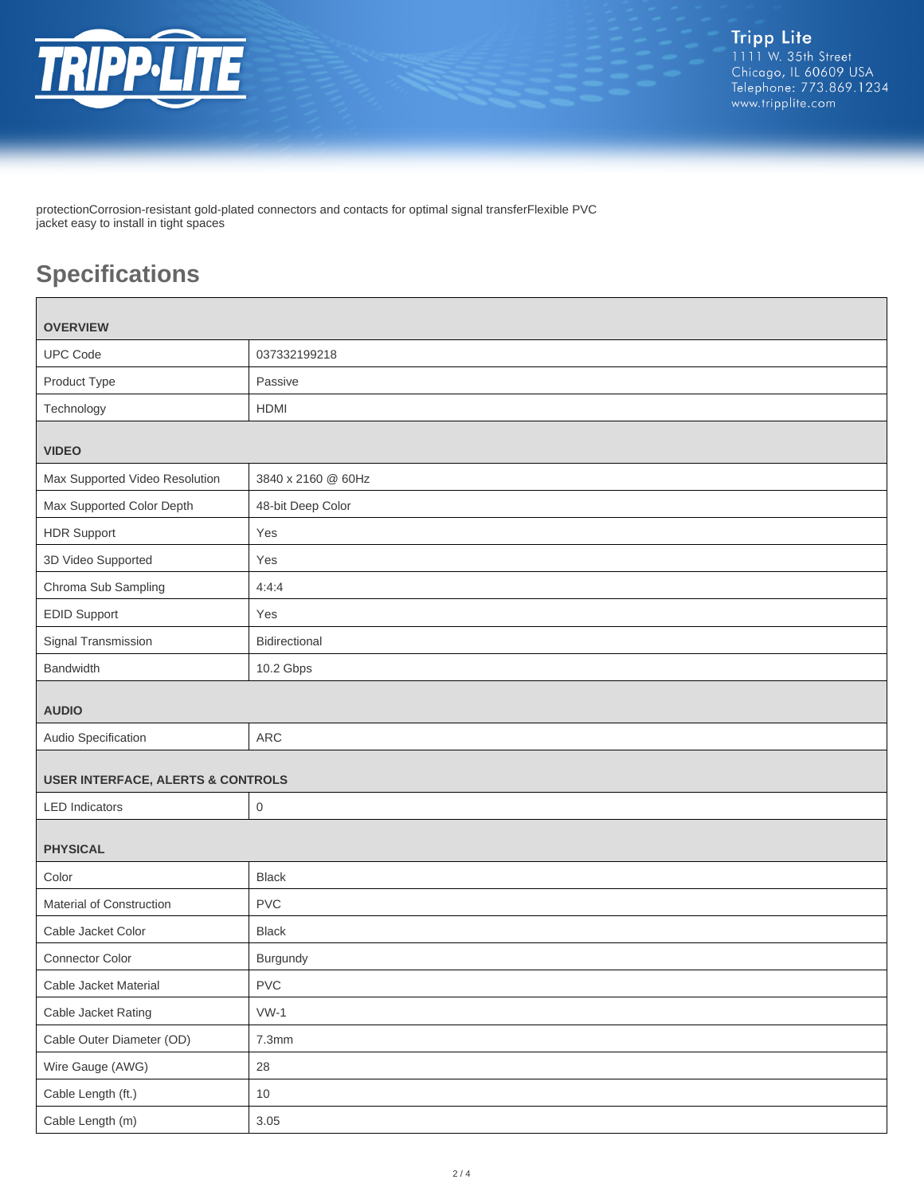protectionCorrosion-resistant gold-plated connectors and contacts for optimal signal transferFlexible PVC jacket easy to install in tight spaces

## Specifications

| OVERVIEW | |
|---|---|
| UPC Code | 037332199218 |
| Product Type | Passive |
| Technology | HDMI |
| **VIDEO** | |
| Max Supported Video Resolution | 3840 x 2160 @ 60Hz |
| Max Supported Color Depth | 48-bit Deep Color |
| HDR Support | Yes |
| 3D Video Supported | Yes |
| Chroma Sub Sampling | 4:4:4 |
| EDID Support | Yes |
| Signal Transmission | Bidirectional |
| Bandwidth | 10.2 Gbps |
| **AUDIO** | |
| Audio Specification | ARC |
| **USER INTERFACE, ALERTS & CONTROLS** | |
| LED Indicators | 0 |
| **PHYSICAL** | |
| Color | Black |
| Material of Construction | PVC |
| Cable Jacket Color | Black |
| Connector Color | Burgundy |
| Cable Jacket Material | PVC |
| Cable Jacket Rating | VW-1 |
| Cable Outer Diameter (OD) | 7.3mm |
| Wire Gauge (AWG) | 28 |
| Cable Length (ft.) | 10 |
| Cable Length (m) | 3.05 |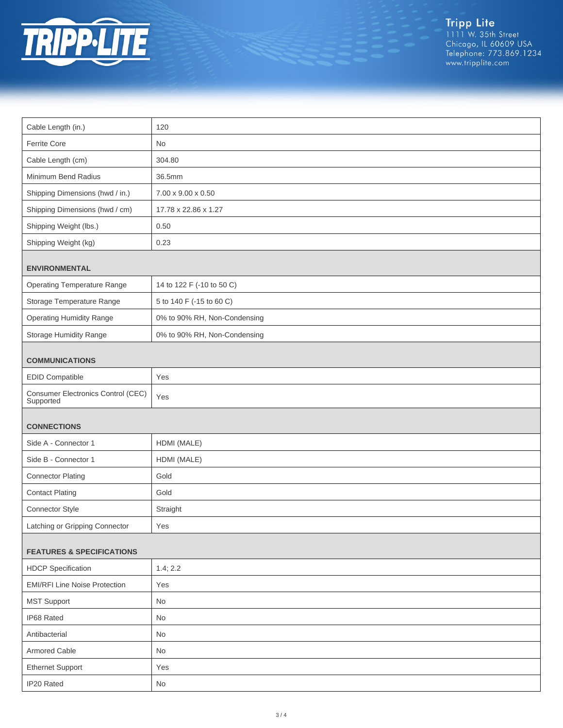| | |
|---|---|
| Cable Length (in.) | 120 |
| Ferrite Core | No |
| Cable Length (cm) | 304.80 |
| Minimum Bend Radius | 36.5mm |
| Shipping Dimensions (hwd / in.) | 7.00 x 9.00 x 0.50 |
| Shipping Dimensions (hwd / cm) | 17.78 x 22.86 x 1.27 |
| Shipping Weight (lbs.) | 0.50 |
| Shipping Weight (kg) | 0.23 |
| **ENVIRONMENTAL** | |
| Operating Temperature Range | 14 to 122 F (-10 to 50 C) |
| Storage Temperature Range | 5 to 140 F (-15 to 60 C) |
| Operating Humidity Range | 0% to 90% RH, Non-Condensing |
| Storage Humidity Range | 0% to 90% RH, Non-Condensing |
| **COMMUNICATIONS** | |
| EDID Compatible | Yes |
| Consumer Electronics Control (CEC) Supported | Yes |
| **CONNECTIONS** | |
| Side A - Connector 1 | HDMI (MALE) |
| Side B - Connector 1 | HDMI (MALE) |
| Connector Plating | Gold |
| Contact Plating | Gold |
| Connector Style | Straight |
| Latching or Gripping Connector | Yes |
| **FEATURES & SPECIFICATIONS** | |
| HDCP Specification | 1.4; 2.2 |
| EMI/RFI Line Noise Protection | Yes |
| MST Support | No |
| IP68 Rated | No |
| Antibacterial | No |
| Armored Cable | No |
| Ethernet Support | Yes |
| IP20 Rated | No |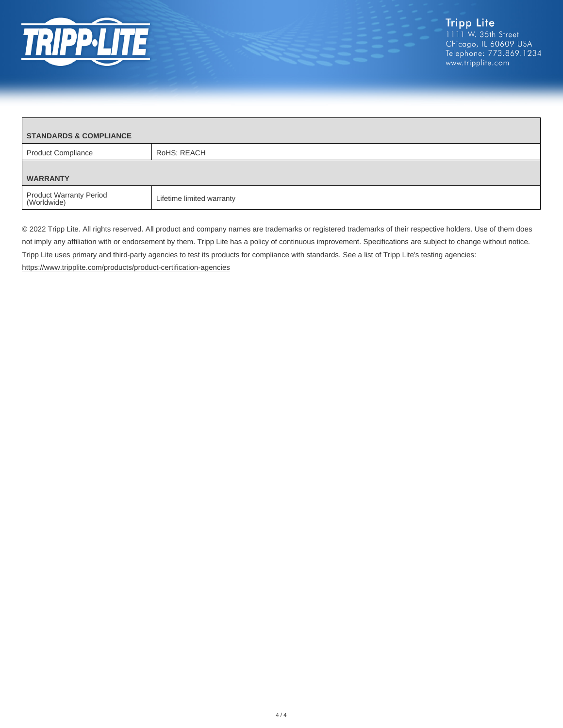Tripp Lite
1111 W. 35th Street
Chicago, IL 60609 USA
Telephone: 773.869.1234
www.tripplite.com

| | |
|---|---|
| **STANDARDS & COMPLIANCE** | |
| Product Compliance | RoHS; REACH |
| **WARRANTY** | |
| Product Warranty Period (Worldwide) | Lifetime limited warranty |

© 2022 Tripp Lite. All rights reserved. All product and company names are trademarks or registered trademarks of their respective holders. Use of them does not imply any affiliation with or endorsement by them. Tripp Lite has a policy of continuous improvement. Specifications are subject to change without notice. Tripp Lite uses primary and third-party agencies to test its products for compliance with standards. See a list of Tripp Lite's testing agencies: https://www.tripplite.com/products/product-certification-agencies